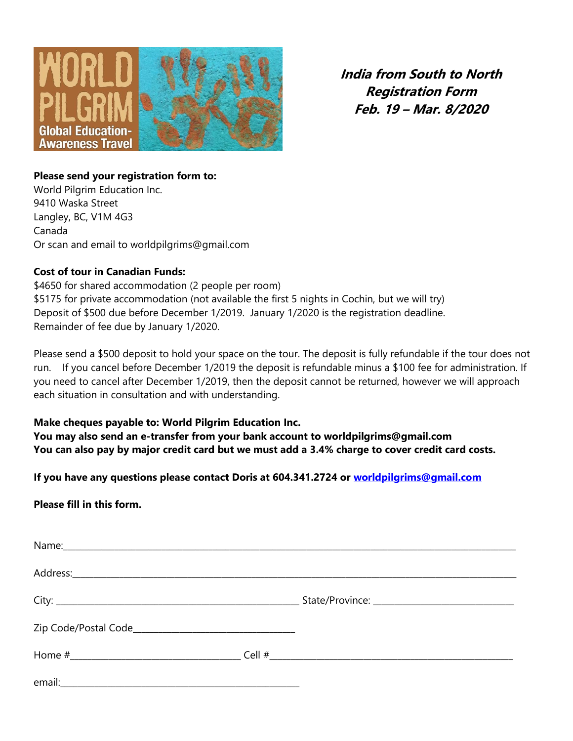# *India from South to North Registration Form Feb. 19 – Mar. 8/2020*

**Please send your registration form to:**
World Pilgrim Education Inc.
9410 Waska Street
Langley, BC, V1M 4G3
Canada
Or scan and email to worldpilgrims@gmail.com

**Cost of tour in Canadian Funds:**
$4650 for shared accommodation (2 people per room)
$5175 for private accommodation (not available the first 5 nights in Cochin, but we will try)
Deposit of $500 due before December 1/2019. January 1/2020 is the registration deadline.
Remainder of fee due by January 1/2020.

Please send a $500 deposit to hold your space on the tour. The deposit is fully refundable if the tour does not run. If you cancel before December 1/2019 the deposit is refundable minus a $100 fee for administration. If you need to cancel after December 1/2019, then the deposit cannot be returned, however we will approach each situation in consultation and with understanding.

**Make cheques payable to: World Pilgrim Education Inc.**
**You may also send an e-transfer from your bank account to worldpilgrims@gmail.com**
**You can also pay by major credit card but we must add a 3.4% charge to cover credit card costs.**

**If you have any questions please contact Doris at 604.341.2724 or [worldpilgrims@gmail.com](mailto:worldpilgrims@gmail.com)**

**Please fill in this form.**

Name:\_\_\_\_\_\_\_\_\_\_\_\_\_\_\_\_\_\_\_\_\_\_\_\_\_\_\_\_\_\_\_\_\_\_\_\_\_\_\_\_

Address:\_\_\_\_\_\_\_\_\_\_\_\_\_\_\_\_\_\_\_\_\_\_\_\_\_\_\_\_\_\_\_\_\_\_\_\_\_\_\_\_

City: \_\_\_\_\_\_\_\_\_\_\_\_\_\_\_\_\_\_\_\_\_\_\_\_ State/Province: \_\_\_\_\_\_\_\_\_\_\_\_\_\_\_\_

Zip Code/Postal Code\_\_\_\_\_\_\_\_\_\_\_\_\_\_\_\_\_\_\_\_

Home #\_\_\_\_\_\_\_\_\_\_\_\_\_\_\_\_\_\_\_\_ Cell #\_\_\_\_\_\_\_\_\_\_\_\_\_\_\_\_\_\_\_\_\_\_\_\_

email:\_\_\_\_\_\_\_\_\_\_\_\_\_\_\_\_\_\_\_\_\_\_\_\_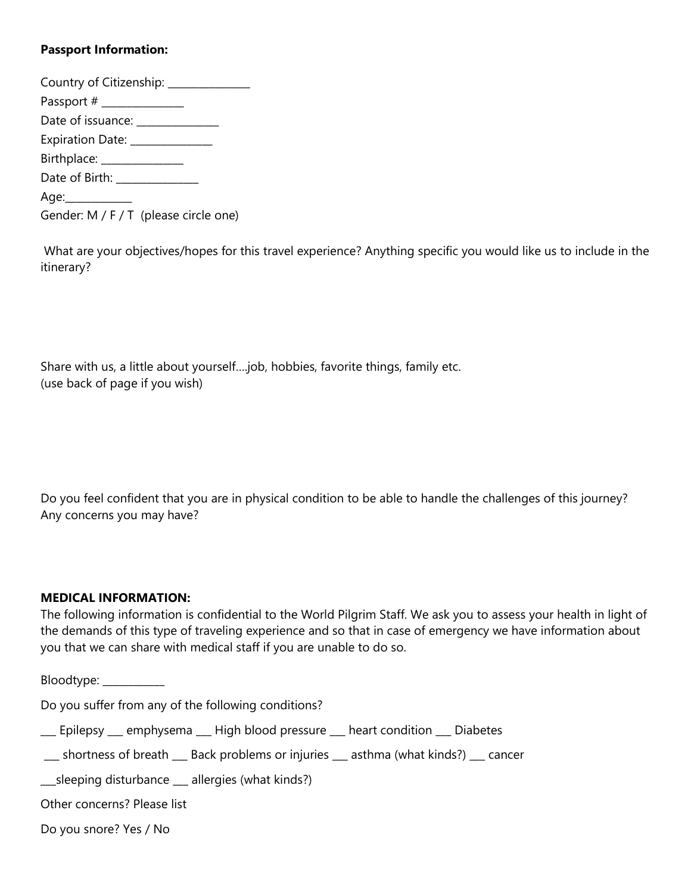**Passport Information:**

Country of Citizenship: _______________
Passport # _______________
Date of issuance: _______________
Expiration Date: _______________
Birthplace: _______________
Date of Birth: _______________
Age:____________
Gender: M / F / T (please circle one)

What are your objectives/hopes for this travel experience? Anything specific you would like us to include in the itinerary?

Share with us, a little about yourself….job, hobbies, favorite things, family etc.
(use back of page if you wish)

Do you feel confident that you are in physical condition to be able to handle the challenges of this journey? Any concerns you may have?

**MEDICAL INFORMATION:**
The following information is confidential to the World Pilgrim Staff. We ask you to assess your health in light of the demands of this type of traveling experience and so that in case of emergency we have information about you that we can share with medical staff if you are unable to do so.

Bloodtype: ___________

Do you suffer from any of the following conditions?

___ Epilepsy ___ emphysema ___ High blood pressure ___ heart condition ___ Diabetes

___ shortness of breath ___ Back problems or injuries ___ asthma (what kinds?) ___ cancer

___sleeping disturbance ___ allergies (what kinds?)

Other concerns? Please list

Do you snore? Yes / No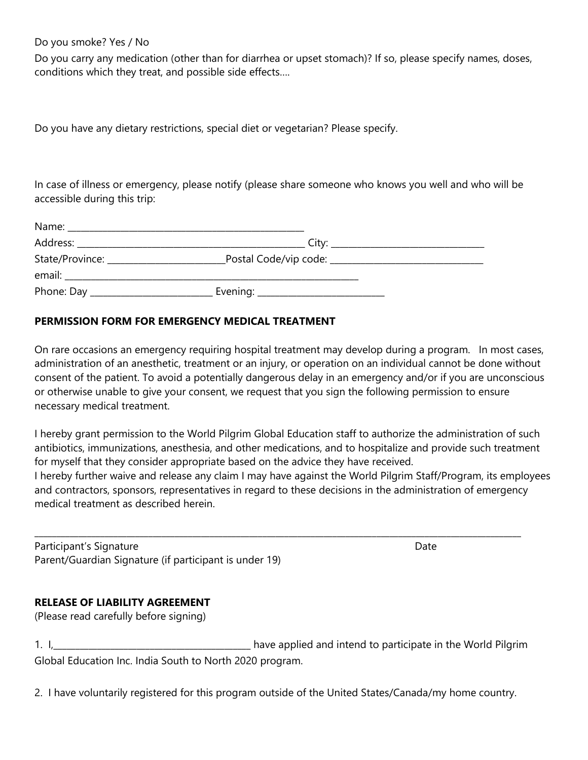Do you smoke? Yes / No

Do you carry any medication (other than for diarrhea or upset stomach)? If so, please specify names, doses, conditions which they treat, and possible side effects….

Do you have any dietary restrictions, special diet or vegetarian? Please specify.

In case of illness or emergency, please notify (please share someone who knows you well and who will be accessible during this trip:

Name: ___________________________________________________

Address: _________________________________________________ City: ________________________________

State/Province: _________________________Postal Code/vip code: ________________________________

email: ________________________________________________________________

Phone: Day __________________________ Evening: ___________________________

**PERMISSION FORM FOR EMERGENCY MEDICAL TREATMENT**

On rare occasions an emergency requiring hospital treatment may develop during a program. In most cases, administration of an anesthetic, treatment or an injury, or operation on an individual cannot be done without consent of the patient. To avoid a potentially dangerous delay in an emergency and/or if you are unconscious or otherwise unable to give your consent, we request that you sign the following permission to ensure necessary medical treatment.

I hereby grant permission to the World Pilgrim Global Education staff to authorize the administration of such antibiotics, immunizations, anesthesia, and other medications, and to hospitalize and provide such treatment for myself that they consider appropriate based on the advice they have received.
I hereby further waive and release any claim I may have against the World Pilgrim Staff/Program, its employees and contractors, sponsors, representatives in regard to these decisions in the administration of emergency medical treatment as described herein.

_______________________________________________________________________________________________________

Participant's Signature Date
Parent/Guardian Signature (if participant is under 19)

**RELEASE OF LIABILITY AGREEMENT**
(Please read carefully before signing)

1. I,__________________________________________ have applied and intend to participate in the World Pilgrim Global Education Inc. India South to North 2020 program.

2. I have voluntarily registered for this program outside of the United States/Canada/my home country.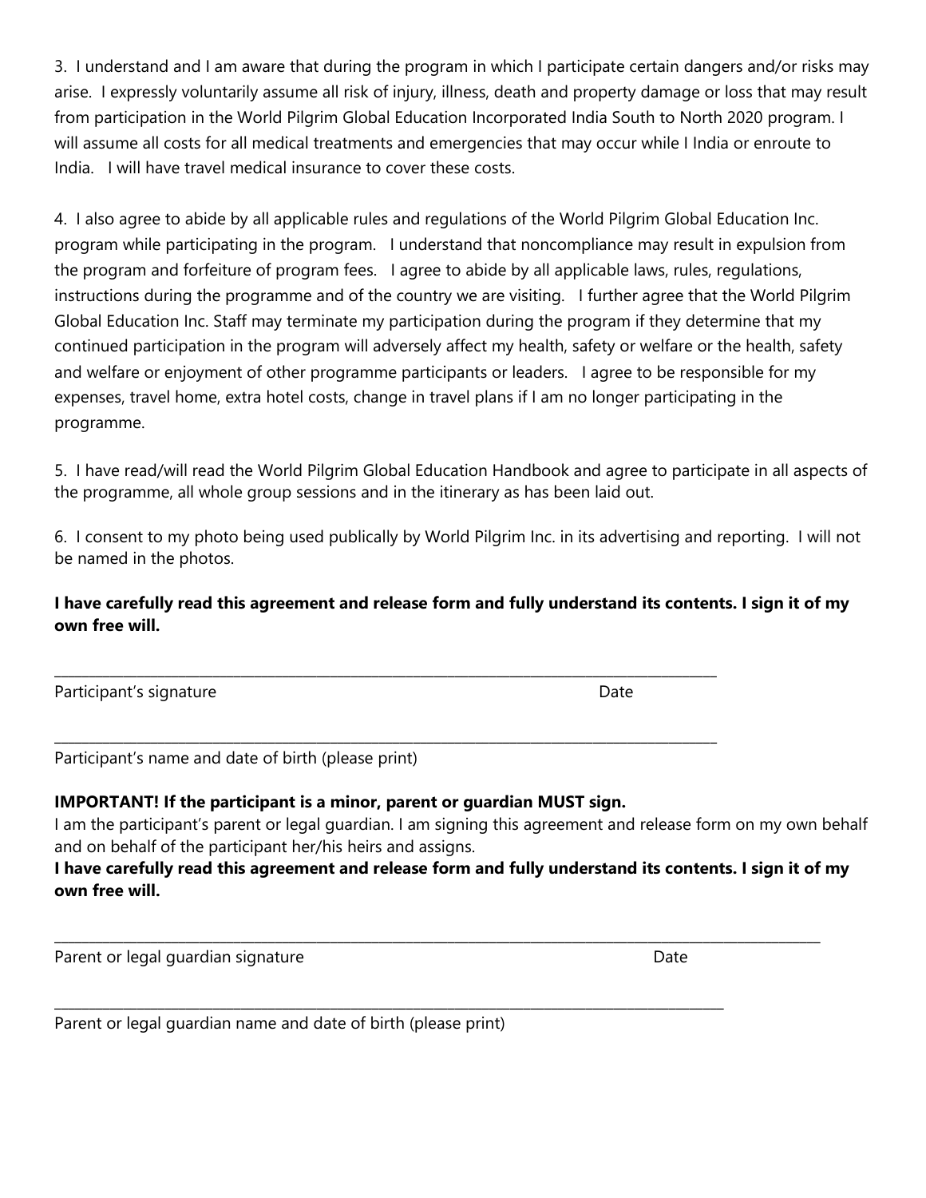3. I understand and I am aware that during the program in which I participate certain dangers and/or risks may arise. I expressly voluntarily assume all risk of injury, illness, death and property damage or loss that may result from participation in the World Pilgrim Global Education Incorporated India South to North 2020 program. I will assume all costs for all medical treatments and emergencies that may occur while I India or enroute to India. I will have travel medical insurance to cover these costs.

4. I also agree to abide by all applicable rules and regulations of the World Pilgrim Global Education Inc. program while participating in the program. I understand that noncompliance may result in expulsion from the program and forfeiture of program fees. I agree to abide by all applicable laws, rules, regulations, instructions during the programme and of the country we are visiting. I further agree that the World Pilgrim Global Education Inc. Staff may terminate my participation during the program if they determine that my continued participation in the program will adversely affect my health, safety or welfare or the health, safety and welfare or enjoyment of other programme participants or leaders. I agree to be responsible for my expenses, travel home, extra hotel costs, change in travel plans if I am no longer participating in the programme.

5. I have read/will read the World Pilgrim Global Education Handbook and agree to participate in all aspects of the programme, all whole group sessions and in the itinerary as has been laid out.

6. I consent to my photo being used publically by World Pilgrim Inc. in its advertising and reporting. I will not be named in the photos.

**I have carefully read this agreement and release form and fully understand its contents. I sign it of my own free will.**

\_\_\_\_\_\_\_\_\_\_\_\_\_\_\_\_\_\_\_\_\_\_\_\_\_\_\_\_\_\_\_\_\_\_\_\_\_\_\_\_\_\_\_\_\_\_\_\_\_\_\_\_\_\_\_\_\_\_\_\_\_\_\_\_\_\_\_\_\_\_\_\_

Participant's signature Date

\_\_\_\_\_\_\_\_\_\_\_\_\_\_\_\_\_\_\_\_\_\_\_\_\_\_\_\_\_\_\_\_\_\_\_\_\_\_\_\_\_\_\_\_\_\_\_\_\_\_\_\_\_\_\_\_\_\_\_\_\_\_\_\_\_\_\_\_\_\_\_\_

Participant's name and date of birth (please print)

**IMPORTANT! If the participant is a minor, parent or guardian MUST sign.**

I am the participant's parent or legal guardian. I am signing this agreement and release form on my own behalf and on behalf of the participant her/his heirs and assigns.

**I have carefully read this agreement and release form and fully understand its contents. I sign it of my own free will.**

\_\_\_\_\_\_\_\_\_\_\_\_\_\_\_\_\_\_\_\_\_\_\_\_\_\_\_\_\_\_\_\_\_\_\_\_\_\_\_\_\_\_\_\_\_\_\_\_\_\_\_\_\_\_\_\_\_\_\_\_\_\_\_\_\_\_\_\_\_\_\_\_\_\_\_\_\_\_\_\_\_\_

Parent or legal guardian signature Date

\_\_\_\_\_\_\_\_\_\_\_\_\_\_\_\_\_\_\_\_\_\_\_\_\_\_\_\_\_\_\_\_\_\_\_\_\_\_\_\_\_\_\_\_\_\_\_\_\_\_\_\_\_\_\_\_\_\_\_\_\_\_\_\_\_\_\_\_\_\_\_\_

Parent or legal guardian name and date of birth (please print)